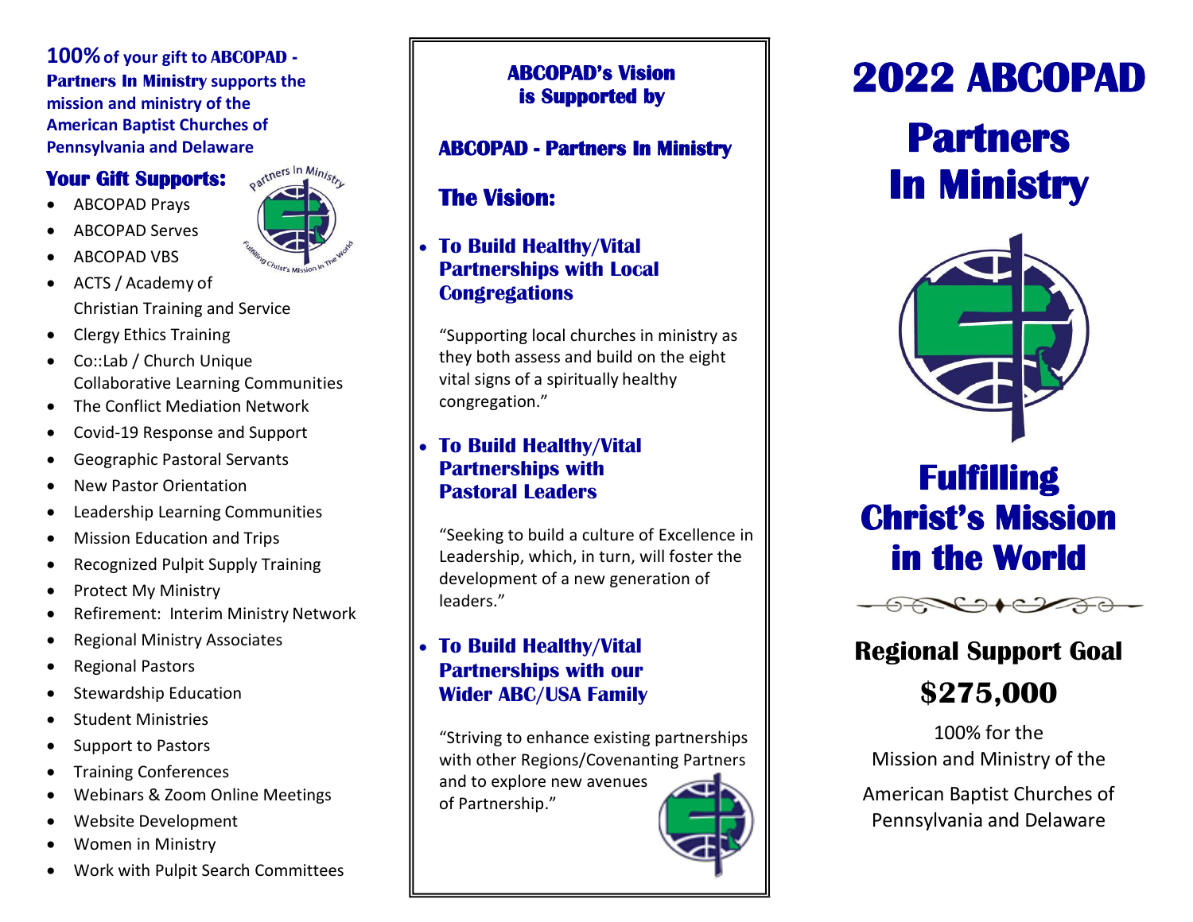**100% of your gift to ABCOPAD - Partners In Ministry supports the mission and ministry of the American Baptist Churches of Pennsylvania and Delaware**

## Your Gift Supports:

- ABCOPAD Prays
- ABCOPAD Serves
- ABCOPAD VBS
- ACTS / Academy of Christian Training and Service
- Clergy Ethics Training
- Co::Lab / Church Unique Collaborative Learning Communities
- The Conflict Mediation Network
- Covid-19 Response and Support
- Geographic Pastoral Servants
- New Pastor Orientation
- Leadership Learning Communities
- Mission Education and Trips
- Recognized Pulpit Supply Training
- Protect My Ministry
- Refirement: Interim Ministry Network
- Regional Ministry Associates
- Regional Pastors
- Stewardship Education
- Student Ministries
- Support to Pastors
- Training Conferences
- Webinars & Zoom Online Meetings
- Website Development
- Women in Ministry
- Work with Pulpit Search Committees

## ABCOPAD's Vision is Supported by

### ABCOPAD - Partners In Ministry

## The Vision:

- **To Build Healthy/Vital Partnerships with Local Congregations**

"Supporting local churches in ministry as they both assess and build on the eight vital signs of a spiritually healthy congregation."

- **To Build Healthy/Vital Partnerships with Pastoral Leaders**

"Seeking to build a culture of Excellence in Leadership, which, in turn, will foster the development of a new generation of leaders."

- **To Build Healthy/Vital Partnerships with our Wider ABC/USA Family**

"Striving to enhance existing partnerships with other Regions/Covenanting Partners and to explore new avenues of Partnership."

# 2022 ABCOPAD

# Partners In Ministry

## Fulfilling Christ's Mission in the World

### Regional Support Goal

### $275,000

100% for the Mission and Ministry of the

American Baptist Churches of Pennsylvania and Delaware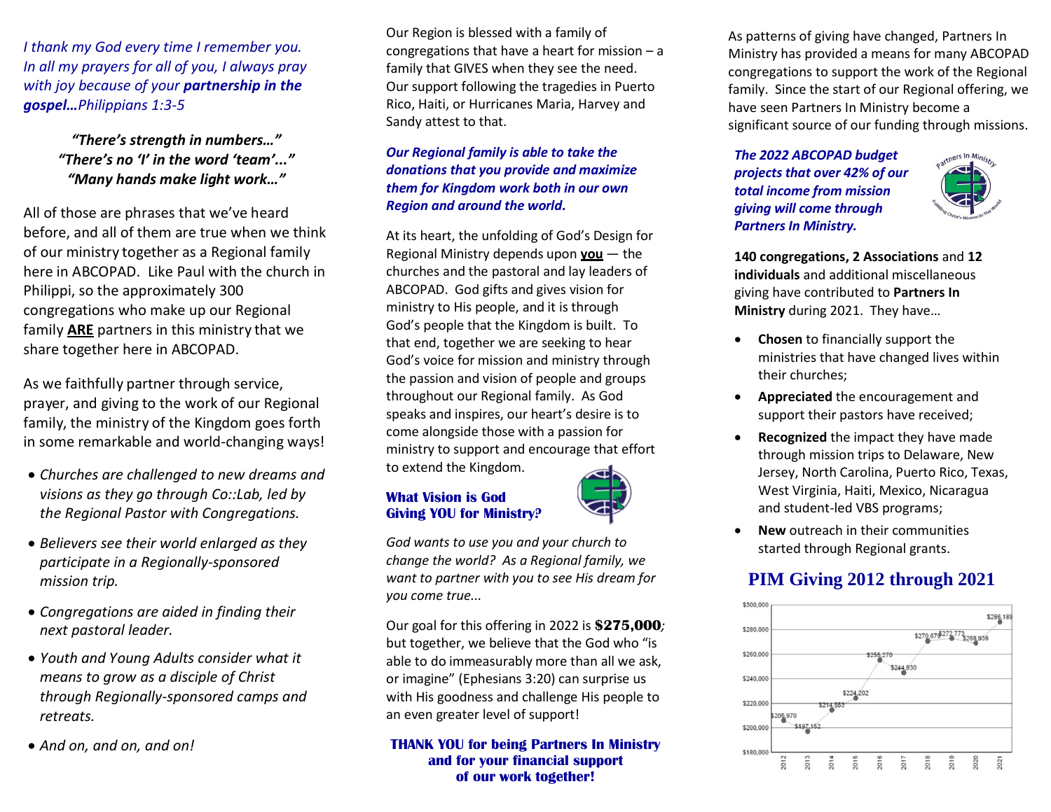*I thank my God every time I remember you. In all my prayers for all of you, I always pray with joy because of your **partnership in the gospel…** Philippians 1:3-5*

***"There's strength in numbers…"***
***"There's no 'I' in the word 'team'..."***
***"Many hands make light work…"***

All of those are phrases that we've heard before, and all of them are true when we think of our ministry together as a Regional family here in ABCOPAD. Like Paul with the church in Philippi, so the approximately 300 congregations who make up our Regional family **ARE** partners in this ministry that we share together here in ABCOPAD.

As we faithfully partner through service, prayer, and giving to the work of our Regional family, the ministry of the Kingdom goes forth in some remarkable and world-changing ways!

- *Churches are challenged to new dreams and visions as they go through Co::Lab, led by the Regional Pastor with Congregations.*
- *Believers see their world enlarged as they participate in a Regionally-sponsored mission trip.*
- *Congregations are aided in finding their next pastoral leader.*
- *Youth and Young Adults consider what it means to grow as a disciple of Christ through Regionally-sponsored camps and retreats.*
- *And on, and on, and on!*

Our Region is blessed with a family of congregations that have a heart for mission – a family that GIVES when they see the need. Our support following the tragedies in Puerto Rico, Haiti, or Hurricanes Maria, Harvey and Sandy attest to that.

***Our Regional family is able to take the donations that you provide and maximize them for Kingdom work both in our own Region and around the world.***

At its heart, the unfolding of God's Design for Regional Ministry depends upon **you** — the churches and the pastoral and lay leaders of ABCOPAD. God gifts and gives vision for ministry to His people, and it is through God's people that the Kingdom is built. To that end, together we are seeking to hear God's voice for mission and ministry through the passion and vision of people and groups throughout our Regional family. As God speaks and inspires, our heart's desire is to come alongside those with a passion for ministry to support and encourage that effort to extend the Kingdom.

### What Vision is God Giving YOU for Ministry?

*God wants to use you and your church to change the world? As a Regional family, we want to partner with you to see His dream for you come true...*

Our goal for this offering in 2022 is **$275,000**; but together, we believe that the God who "is able to do immeasurably more than all we ask, or imagine" (Ephesians 3:20) can surprise us with His goodness and challenge His people to an even greater level of support!

**THANK YOU for being Partners In Ministry and for your financial support of our work together!**

As patterns of giving have changed, Partners In Ministry has provided a means for many ABCOPAD congregations to support the work of the Regional family. Since the start of our Regional offering, we have seen Partners In Ministry become a significant source of our funding through missions.

***The 2022 ABCOPAD budget projects that over 42% of our total income from mission giving will come through Partners In Ministry.***

Partners In Ministry
Fulfilling Christ's Mission in The World

**140 congregations, 2 Associations** and **12 individuals** and additional miscellaneous giving have contributed to **Partners In Ministry** during 2021. They have…

- **Chosen** to financially support the ministries that have changed lives within their churches;
- **Appreciated** the encouragement and support their pastors have received;
- **Recognized** the impact they have made through mission trips to Delaware, New Jersey, North Carolina, Puerto Rico, Texas, West Virginia, Haiti, Mexico, Nicaragua and student-led VBS programs;
- **New** outreach in their communities started through Regional grants.

## PIM Giving 2012 through 2021

$300,000
$280,000
$260,000
$240,000
$220,000
$200,000
$180,000

$205,970
$197,152
$214,563
$224,202
$255,270
$244,930
$270,679
$272,773
$268,936
$286,189

2012 2013 2014 2015 2016 2017 2018 2019 2020 2021